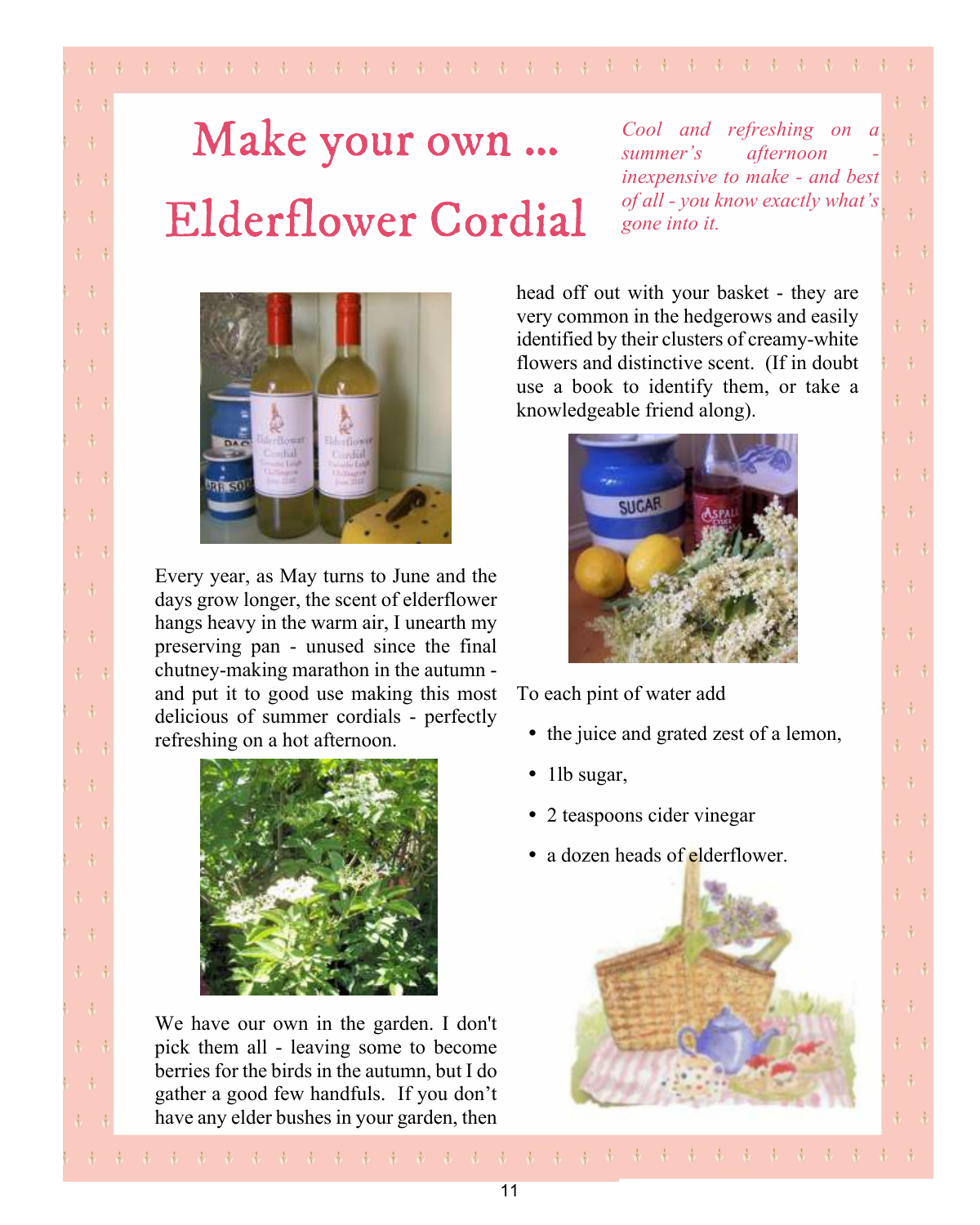# Make your own ... Elderflower Cordial

*Cool and refreshing on a summer's afternoon - inexpensive to make - and best of all - you know exactly what's gone into it.*

Every year, as May turns to June and the days grow longer, the scent of elderflower hangs heavy in the warm air, I unearth my preserving pan - unused since the final chutney-making marathon in the autumn - and put it to good use making this most delicious of summer cordials - perfectly refreshing on a hot afternoon.

We have our own in the garden. I don't pick them all - leaving some to become berries for the birds in the autumn, but I do gather a good few handfuls. If you don't have any elder bushes in your garden, then head off out with your basket - they are very common in the hedgerows and easily identified by their clusters of creamy-white flowers and distinctive scent. (If in doubt use a book to identify them, or take a knowledgeable friend along).

To each pint of water add

- the juice and grated zest of a lemon,
- 1lb sugar,
- 2 teaspoons cider vinegar
- a dozen heads of elderflower.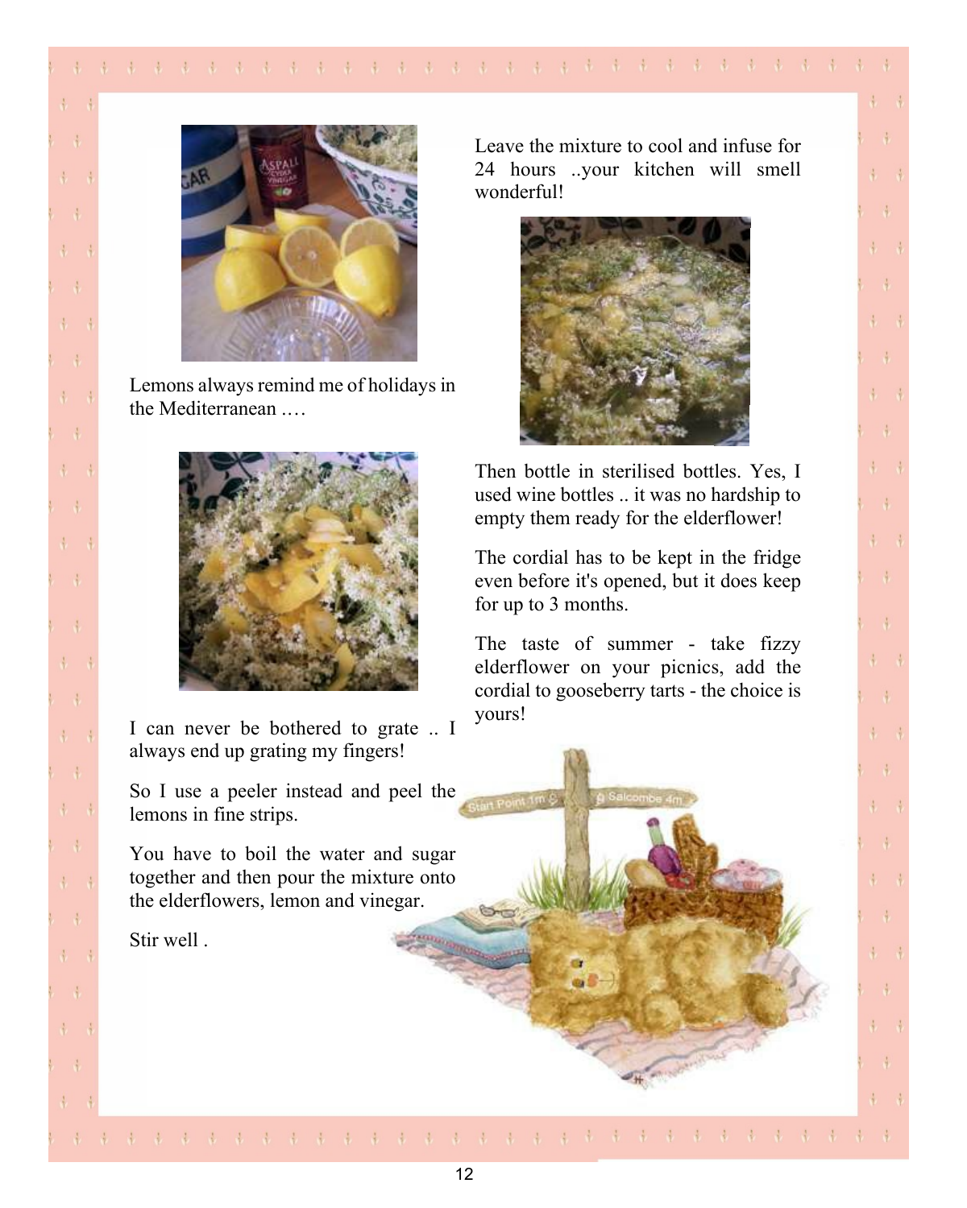Lemons always remind me of holidays in the Mediterranean ….

I can never be bothered to grate .. I always end up grating my fingers!

So I use a peeler instead and peel the lemons in fine strips.

You have to boil the water and sugar together and then pour the mixture onto the elderflowers, lemon and vinegar.

Stir well .

Leave the mixture to cool and infuse for 24 hours ..your kitchen will smell wonderful!

Then bottle in sterilised bottles. Yes, I used wine bottles .. it was no hardship to empty them ready for the elderflower!

The cordial has to be kept in the fridge even before it's opened, but it does keep for up to 3 months.

The taste of summer - take fizzy elderflower on your picnics, add the cordial to gooseberry tarts - the choice is yours!